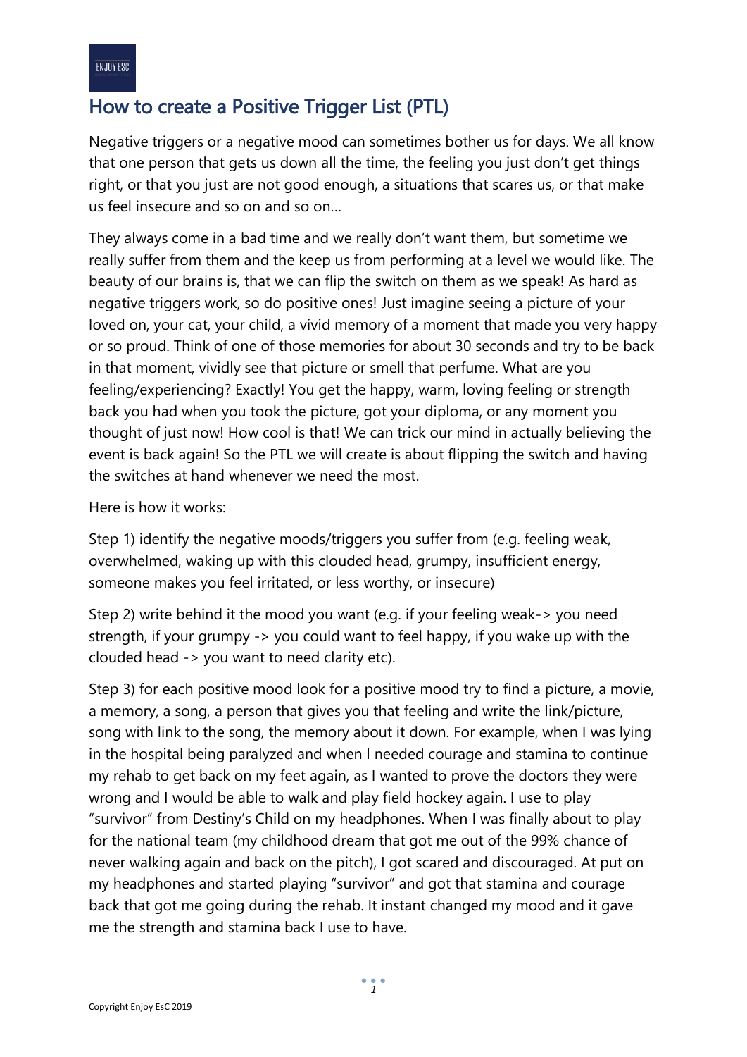# How to create a Positive Trigger List (PTL)

Negative triggers or a negative mood can sometimes bother us for days. We all know that one person that gets us down all the time, the feeling you just don't get things right, or that you just are not good enough, a situations that scares us, or that make us feel insecure and so on and so on…

They always come in a bad time and we really don't want them, but sometime we really suffer from them and the keep us from performing at a level we would like. The beauty of our brains is, that we can flip the switch on them as we speak! As hard as negative triggers work, so do positive ones! Just imagine seeing a picture of your loved on, your cat, your child, a vivid memory of a moment that made you very happy or so proud. Think of one of those memories for about 30 seconds and try to be back in that moment, vividly see that picture or smell that perfume. What are you feeling/experiencing? Exactly! You get the happy, warm, loving feeling or strength back you had when you took the picture, got your diploma, or any moment you thought of just now! How cool is that! We can trick our mind in actually believing the event is back again! So the PTL we will create is about flipping the switch and having the switches at hand whenever we need the most.

Here is how it works:

Step 1) identify the negative moods/triggers you suffer from (e.g. feeling weak, overwhelmed, waking up with this clouded head, grumpy, insufficient energy, someone makes you feel irritated, or less worthy, or insecure)

Step 2) write behind it the mood you want (e.g. if your feeling weak-> you need strength, if your grumpy -> you could want to feel happy, if you wake up with the clouded head -> you want to need clarity etc).

Step 3) for each positive mood look for a positive mood try to find a picture, a movie, a memory, a song, a person that gives you that feeling and write the link/picture, song with link to the song, the memory about it down. For example, when I was lying in the hospital being paralyzed and when I needed courage and stamina to continue my rehab to get back on my feet again, as I wanted to prove the doctors they were wrong and I would be able to walk and play field hockey again. I use to play "survivor" from Destiny's Child on my headphones. When I was finally about to play for the national team (my childhood dream that got me out of the 99% chance of never walking again and back on the pitch), I got scared and discouraged. At put on my headphones and started playing "survivor" and got that stamina and courage back that got me going during the rehab. It instant changed my mood and it gave me the strength and stamina back I use to have.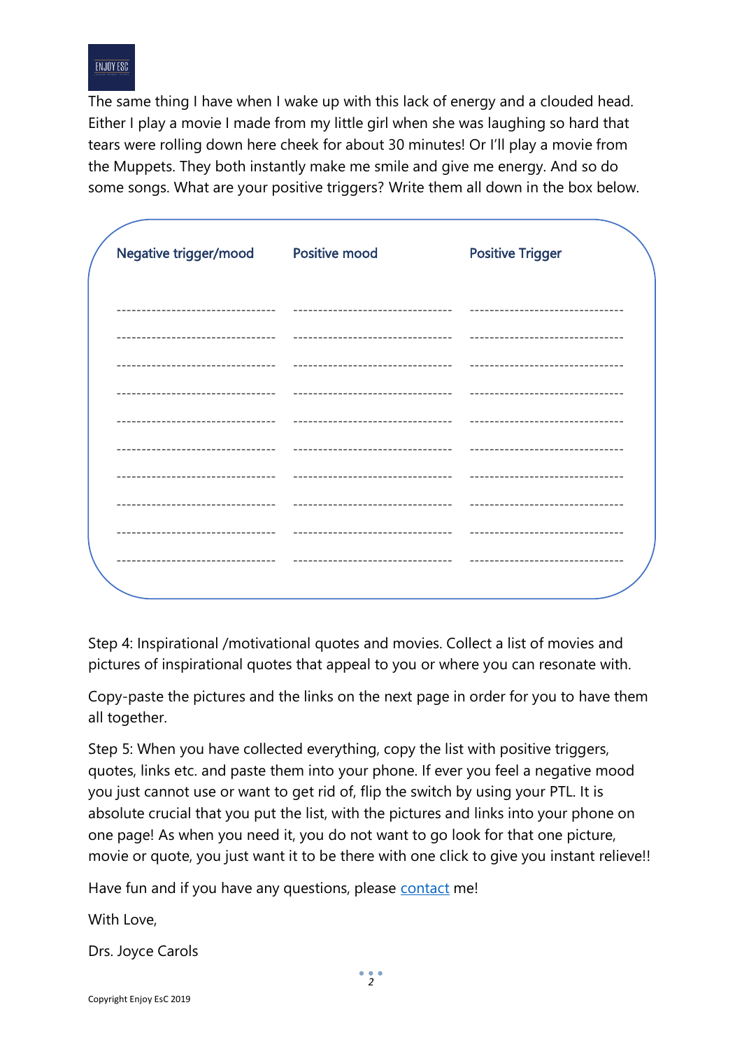The same thing I have when I wake up with this lack of energy and a clouded head. Either I play a movie I made from my little girl when she was laughing so hard that tears were rolling down here cheek for about 30 minutes! Or I'll play a movie from the Muppets. They both instantly make me smile and give me energy. And so do some songs. What are your positive triggers? Write them all down in the box below.

| Negative trigger/mood | Positive mood | Positive Trigger |
|---|---|---|
| ------------------------------- | ------------------------------- | ------------------------------- |
| ------------------------------- | ------------------------------- | ------------------------------- |
| ------------------------------- | ------------------------------- | ------------------------------- |
| ------------------------------- | ------------------------------- | ------------------------------- |
| ------------------------------- | ------------------------------- | ------------------------------- |
| ------------------------------- | ------------------------------- | ------------------------------- |
| ------------------------------- | ------------------------------- | ------------------------------- |
| ------------------------------- | ------------------------------- | ------------------------------- |
| ------------------------------- | ------------------------------- | ------------------------------- |
| ------------------------------- | ------------------------------- | ------------------------------- |

Step 4: Inspirational /motivational quotes and movies. Collect a list of movies and pictures of inspirational quotes that appeal to you or where you can resonate with.

Copy-paste the pictures and the links on the next page in order for you to have them all together.

Step 5: When you have collected everything, copy the list with positive triggers, quotes, links etc. and paste them into your phone. If ever you feel a negative mood you just cannot use or want to get rid of, flip the switch by using your PTL. It is absolute crucial that you put the list, with the pictures and links into your phone on one page! As when you need it, you do not want to go look for that one picture, movie or quote, you just want it to be there with one click to give you instant relieve!!

Have fun and if you have any questions, please contact me!

With Love,

Drs. Joyce Carols

Copyright Enjoy EsC 2019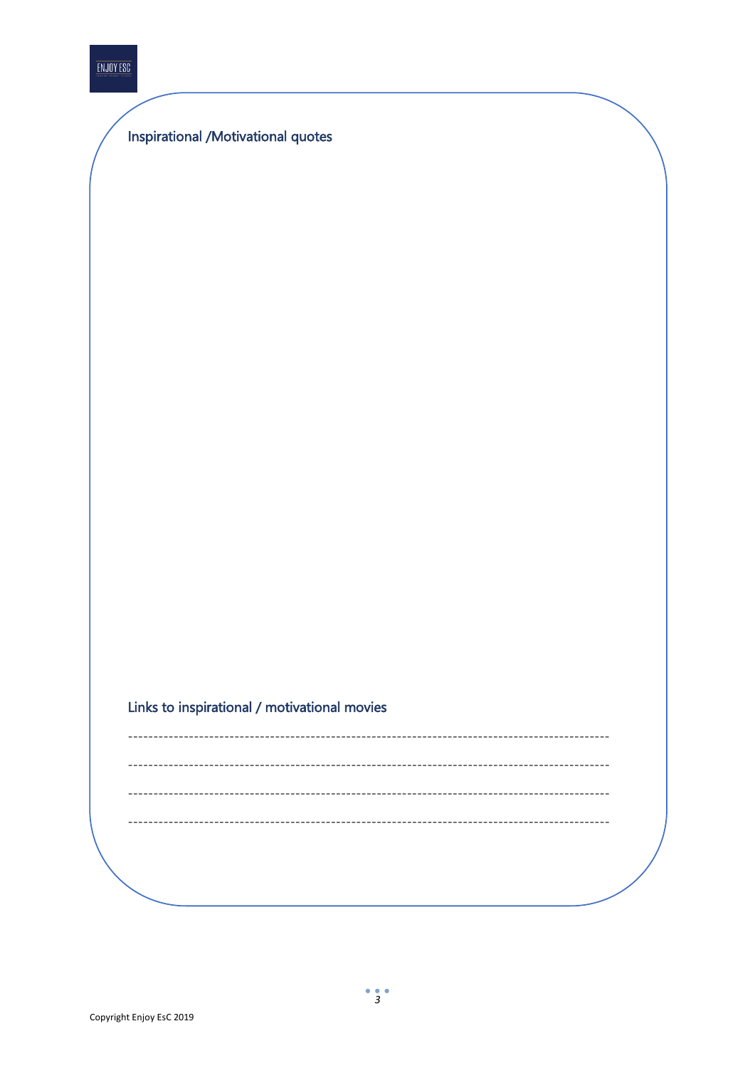## Inspirational /Motivational quotes

## Links to inspirational / motivational movies

-----------------------------------------------------------------------------------------------

-----------------------------------------------------------------------------------------------

-----------------------------------------------------------------------------------------------

-----------------------------------------------------------------------------------------------

Copyright Enjoy EsC 2019